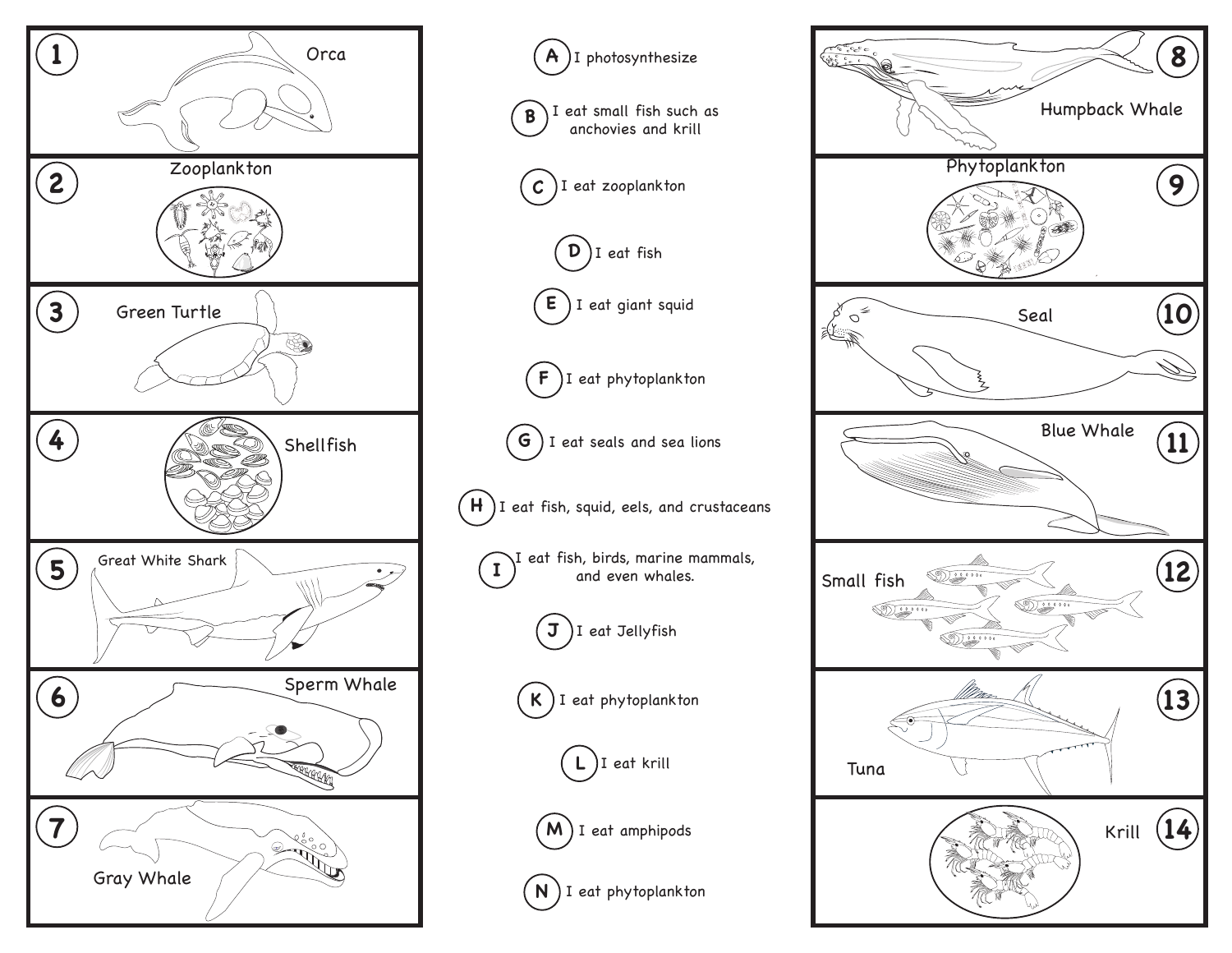1. Orca
2. Zooplankton
3. Green Turtle
4. Shellfish
5. Great White Shark
6. Sperm Whale
7. Gray Whale

- **A** I photosynthesize
- **B** I eat small fish such as anchovies and krill
- **C** I eat zooplankton
- **D** I eat fish
- **E** I eat giant squid
- **F** I eat phytoplankton
- **G** I eat seals and sea lions
- **H** I eat fish, squid, eels, and crustaceans
- **I** I eat fish, birds, marine mammals, and even whales.
- **J** I eat Jellyfish
- **K** I eat phytoplankton
- **L** I eat krill
- **M** I eat amphipods
- **N** I eat phytoplankton

8. Humpback Whale
9. Phytoplankton
10. Seal
11. Blue Whale
12. Small fish
13. Tuna
14. Krill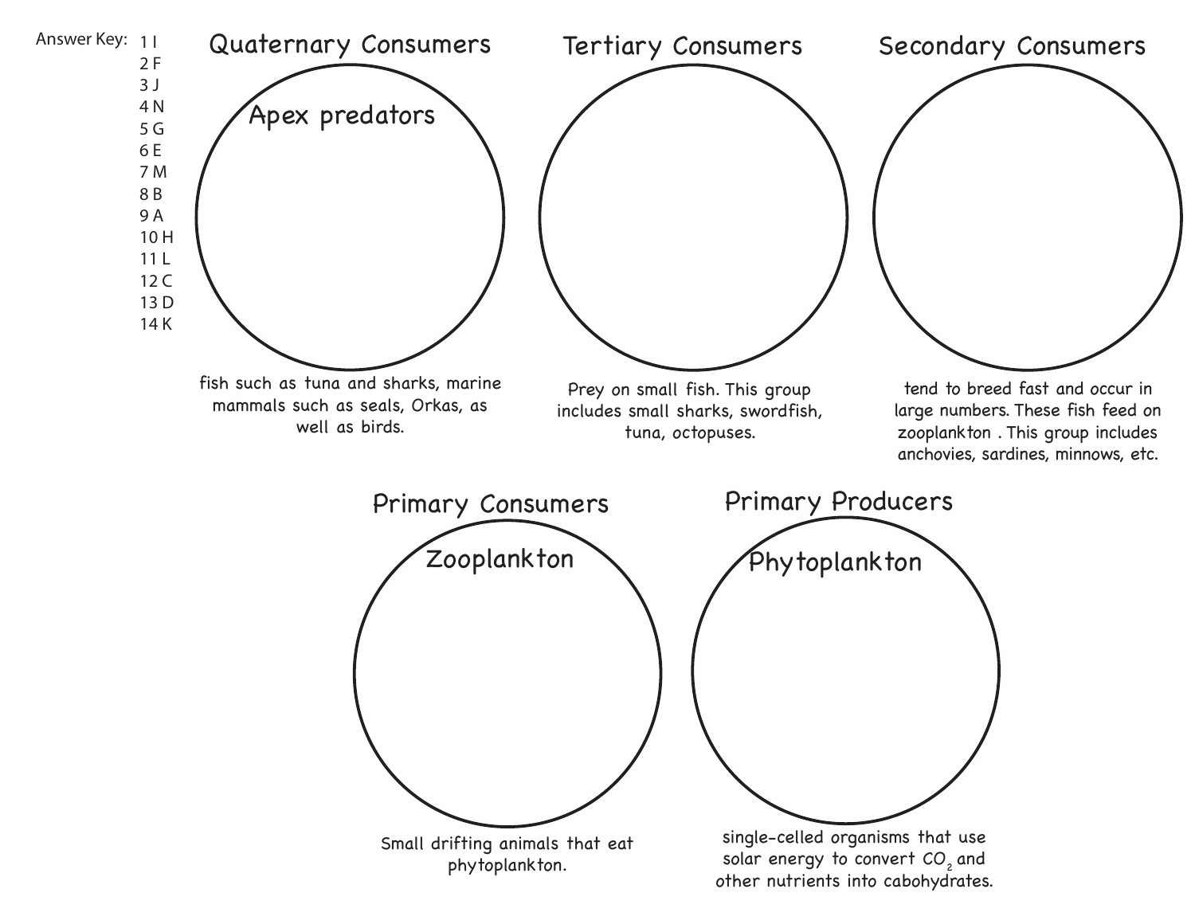Answer Key:

1 I
2 F
3 J
4 N
5 G
6 E
7 M
8 B
9 A
10 H
11 L
12 C
13 D
14 K

## Quaternary Consumers

Apex predators

fish such as tuna and sharks, marine mammals such as seals, Orkas, as well as birds.

## Tertiary Consumers

Prey on small fish. This group includes small sharks, swordfish, tuna, octopuses.

## Secondary Consumers

tend to breed fast and occur in large numbers. These fish feed on zooplankton . This group includes anchovies, sardines, minnows, etc.

## Primary Consumers

Zooplankton

Small drifting animals that eat phytoplankton.

## Primary Producers

Phytoplankton

single-celled organisms that use solar energy to convert $CO_2$ and other nutrients into cabohydrates.